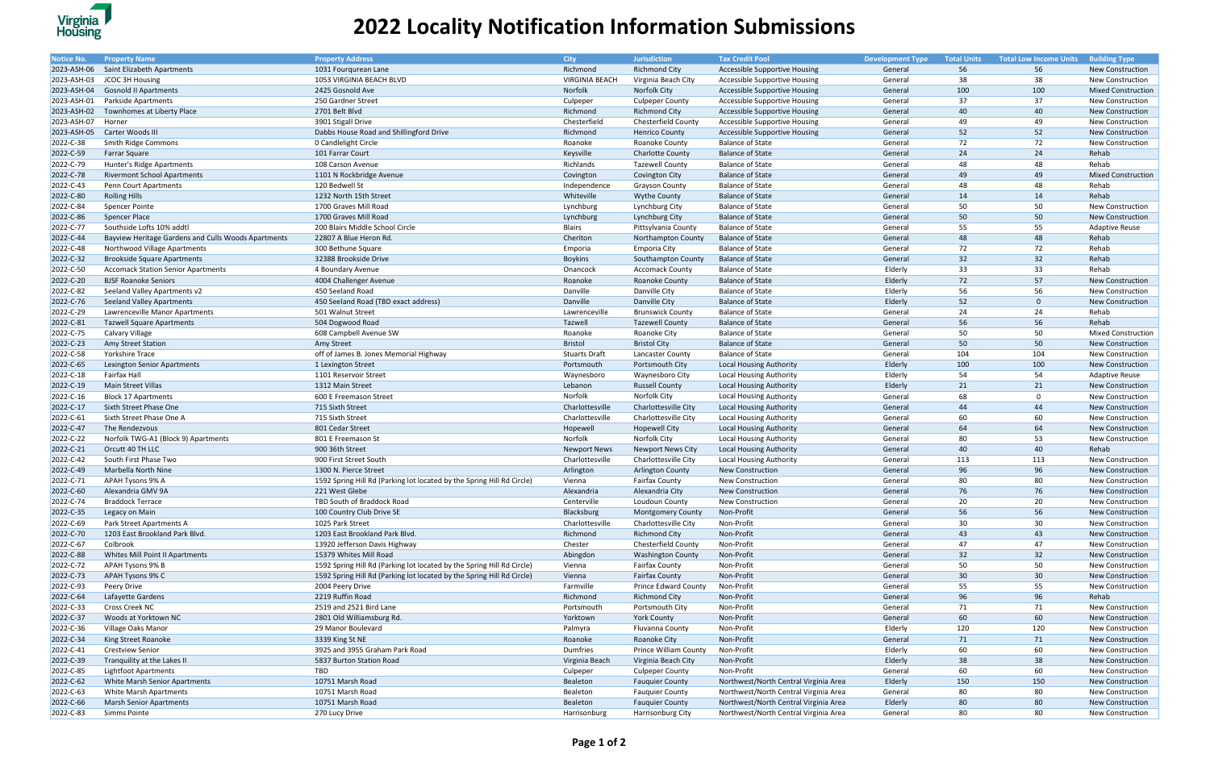# 2022 Locality Notification Information Submissions

| Notice No. | Property Name | Property Address | City | Jurisdiction | Tax Credit Pool | Development Type | Total Units | Total Low Income Units | Building Type |
|---|---|---|---|---|---|---|---|---|---|
| 2023-ASH-06 | Saint Elizabeth Apartments | 1031 Fourqurean Lane | Richmond | Richmond City | Accessible Supportive Housing | General | 56 | 56 | New Construction |
| 2023-ASH-03 | JCOC 3H Housing | 1053 VIRGINIA BEACH BLVD | VIRGINIA BEACH | Virginia Beach City | Accessible Supportive Housing | General | 38 | 38 | New Construction |
| 2023-ASH-04 | Gosnold II Apartments | 2425 Gosnold Ave | Norfolk | Norfolk City | Accessible Supportive Housing | General | 100 | 100 | Mixed Construction |
| 2023-ASH-01 | Parkside Apartments | 250 Gardner Street | Culpeper | Culpeper County | Accessible Supportive Housing | General | 37 | 37 | New Construction |
| 2023-ASH-02 | Townhomes at Liberty Place | 2701 Belt Blvd | Richmond | Richmond City | Accessible Supportive Housing | General | 40 | 40 | New Construction |
| 2023-ASH-07 | Horner | 3901 Stigall Drive | Chesterfield | Chesterfield County | Accessible Supportive Housing | General | 49 | 49 | New Construction |
| 2023-ASH-05 | Carter Woods III | Dabbs House Road and Shillingford Drive | Richmond | Henrico County | Accessible Supportive Housing | General | 52 | 52 | New Construction |
| 2022-C-38 | Smith Ridge Commons | 0 Candlelight Circle | Roanoke | Roanoke County | Balance of State | General | 72 | 72 | New Construction |
| 2022-C-59 | Farrar Square | 101 Farrar Court | Keysville | Charlotte County | Balance of State | General | 24 | 24 | Rehab |
| 2022-C-79 | Hunter's Ridge Apartments | 108 Carson Avenue | Richlands | Tazewell County | Balance of State | General | 48 | 48 | Rehab |
| 2022-C-78 | Rivermont School Apartments | 1101 N Rockbridge Avenue | Covington | Covington City | Balance of State | General | 49 | 49 | Mixed Construction |
| 2022-C-43 | Penn Court Apartments | 120 Bedwell St | Independence | Grayson County | Balance of State | General | 48 | 48 | Rehab |
| 2022-C-80 | Rolling Hills | 1232 North 15th Street | Whiteville | Wythe County | Balance of State | General | 14 | 14 | Rehab |
| 2022-C-84 | Spencer Pointe | 1700 Graves Mill Road | Lynchburg | Lynchburg City | Balance of State | General | 50 | 50 | New Construction |
| 2022-C-86 | Spencer Place | 1700 Graves Mill Road | Lynchburg | Lynchburg City | Balance of State | General | 50 | 50 | New Construction |
| 2022-C-77 | Southside Lofts 10% addtl | 200 Blairs Middle School Circle | Blairs | Pittsylvania County | Balance of State | General | 55 | 55 | Adaptive Reuse |
| 2022-C-44 | Bayview Heritage Gardens and Culls Woods Apartments | 22807 A Blue Heron Rd. | Cheriton | Northampton County | Balance of State | General | 48 | 48 | Rehab |
| 2022-C-48 | Northwood Village Apartments | 300 Bethune Square | Emporia | Emporia City | Balance of State | General | 72 | 72 | Rehab |
| 2022-C-32 | Brookside Square Apartments | 32388 Brookside Drive | Boykins | Southampton County | Balance of State | General | 32 | 32 | Rehab |
| 2022-C-50 | Accomack Station Senior Apartments | 4 Boundary Avenue | Onancock | Accomack County | Balance of State | Elderly | 33 | 33 | Rehab |
| 2022-C-20 | BJSF Roanoke Seniors | 4004 Challenger Avenue | Roanoke | Roanoke County | Balance of State | Elderly | 72 | 57 | New Construction |
| 2022-C-82 | Seeland Valley Apartments v2 | 450 Seeland Road | Danville | Danville City | Balance of State | Elderly | 56 | 56 | New Construction |
| 2022-C-76 | Seeland Valley Apartments | 450 Seeland Road (TBD exact address) | Danville | Danville City | Balance of State | Elderly | 52 | 0 | New Construction |
| 2022-C-29 | Lawrenceville Manor Apartments | 501 Walnut Street | Lawrenceville | Brunswick County | Balance of State | General | 24 | 24 | Rehab |
| 2022-C-81 | Tazwell Square Apartments | 504 Dogwood Road | Tazwell | Tazewell County | Balance of State | General | 56 | 56 | Rehab |
| 2022-C-75 | Calvary Village | 608 Campbell Avenue SW | Roanoke | Roanoke City | Balance of State | General | 50 | 50 | Mixed Construction |
| 2022-C-23 | Amy Street Station | Amy Street | Bristol | Bristol City | Balance of State | General | 50 | 50 | New Construction |
| 2022-C-58 | Yorkshire Trace | off of James B. Jones Memorial Highway | Stuarts Draft | Lancaster County | Balance of State | General | 104 | 104 | New Construction |
| 2022-C-65 | Lexington Senior Apartments | 1 Lexington Street | Portsmouth | Portsmouth City | Local Housing Authority | Elderly | 100 | 100 | New Construction |
| 2022-C-18 | Fairfax Hall | 1101 Reservoir Street | Waynesboro | Waynesboro City | Local Housing Authority | Elderly | 54 | 54 | Adaptive Reuse |
| 2022-C-19 | Main Street Villas | 1312 Main Street | Lebanon | Russell County | Local Housing Authority | Elderly | 21 | 21 | New Construction |
| 2022-C-16 | Block 17 Apartments | 600 E Freemason Street | Norfolk | Norfolk City | Local Housing Authority | General | 68 | 0 | New Construction |
| 2022-C-17 | Sixth Street Phase One | 715 Sixth Street | Charlottesville | Charlottesville City | Local Housing Authority | General | 44 | 44 | New Construction |
| 2022-C-61 | Sixth Street Phase One A | 715 Sixth Street | Charlottesville | Charlottesville City | Local Housing Authority | General | 60 | 60 | New Construction |
| 2022-C-47 | The Rendezvous | 801 Cedar Street | Hopewell | Hopewell City | Local Housing Authority | General | 64 | 64 | New Construction |
| 2022-C-22 | Norfolk TWG-A1 (Block 9) Apartments | 801 E Freemason St | Norfolk | Norfolk City | Local Housing Authority | General | 80 | 53 | New Construction |
| 2022-C-21 | Orcutt 40 TH LLC | 900 36th Street | Newport News | Newport News City | Local Housing Authority | General | 40 | 40 | Rehab |
| 2022-C-42 | South First Phase Two | 900 First Street South | Charlottesville | Charlottesville City | Local Housing Authority | General | 113 | 113 | New Construction |
| 2022-C-49 | Marbella North Nine | 1300 N. Pierce Street | Arlington | Arlington County | New Construction | General | 96 | 96 | New Construction |
| 2022-C-71 | APAH Tysons 9% A | 1592 Spring Hill Rd (Parking lot located by the Spring Hill Rd Circle) | Vienna | Fairfax County | New Construction | General | 80 | 80 | New Construction |
| 2022-C-60 | Alexandria GMV 9A | 221 West Glebe | Alexandria | Alexandria City | New Construction | General | 76 | 76 | New Construction |
| 2022-C-74 | Braddock Terrace | TBD South of Braddock Road | Centerville | Loudoun County | New Construction | General | 20 | 20 | New Construction |
| 2022-C-35 | Legacy on Main | 100 Country Club Drive SE | Blacksburg | Montgomery County | Non-Profit | General | 56 | 56 | New Construction |
| 2022-C-69 | Park Street Apartments A | 1025 Park Street | Charlottesville | Charlottesville City | Non-Profit | General | 30 | 30 | New Construction |
| 2022-C-70 | 1203 East Brookland Park Blvd. | 1203 East Brookland Park Blvd. | Richmond | Richmond City | Non-Profit | General | 43 | 43 | New Construction |
| 2022-C-67 | Colbrook | 13920 Jefferson Davis Highway | Chester | Chesterfield County | Non-Profit | General | 47 | 47 | New Construction |
| 2022-C-88 | Whites Mill Point II Apartments | 15379 Whites Mill Road | Abingdon | Washington County | Non-Profit | General | 32 | 32 | New Construction |
| 2022-C-72 | APAH Tysons 9% B | 1592 Spring Hill Rd (Parking lot located by the Spring Hill Rd Circle) | Vienna | Fairfax County | Non-Profit | General | 50 | 50 | New Construction |
| 2022-C-73 | APAH Tysons 9% C | 1592 Spring Hill Rd (Parking lot located by the Spring Hill Rd Circle) | Vienna | Fairfax County | Non-Profit | General | 30 | 30 | New Construction |
| 2022-C-93 | Peery Drive | 2004 Peery Drive | Farmville | Prince Edward County | Non-Profit | General | 55 | 55 | New Construction |
| 2022-C-64 | Lafayette Gardens | 2219 Ruffin Road | Richmond | Richmond City | Non-Profit | General | 96 | 96 | Rehab |
| 2022-C-33 | Cross Creek NC | 2519 and 2521 Bird Lane | Portsmouth | Portsmouth City | Non-Profit | General | 71 | 71 | New Construction |
| 2022-C-37 | Woods at Yorktown NC | 2801 Old Williamsburg Rd. | Yorktown | York County | Non-Profit | General | 60 | 60 | New Construction |
| 2022-C-36 | Village Oaks Manor | 29 Manor Boulevard | Palmyra | Fluvanna County | Non-Profit | Elderly | 120 | 120 | New Construction |
| 2022-C-34 | King Street Roanoke | 3339 King St NE | Roanoke | Roanoke City | Non-Profit | General | 71 | 71 | New Construction |
| 2022-C-41 | Crestview Senior | 3925 and 3955 Graham Park Road | Dumfries | Prince William County | Non-Profit | Elderly | 60 | 60 | New Construction |
| 2022-C-39 | Tranquility at the Lakes II | 5837 Burton Station Road | Virginia Beach | Virginia Beach City | Non-Profit | Elderly | 38 | 38 | New Construction |
| 2022-C-85 | Lightfoot Apartments | TBD | Culpeper | Culpeper County | Non-Profit | General | 60 | 60 | New Construction |
| 2022-C-62 | White Marsh Senior Apartments | 10751 Marsh Road | Bealeton | Fauquier County | Northwest/North Central Virginia Area | Elderly | 150 | 150 | New Construction |
| 2022-C-63 | White Marsh Apartments | 10751 Marsh Road | Bealeton | Fauquier County | Northwest/North Central Virginia Area | General | 80 | 80 | New Construction |
| 2022-C-66 | Marsh Senior Apartments | 10751 Marsh Road | Bealeton | Fauquier County | Northwest/North Central Virginia Area | Elderly | 80 | 80 | New Construction |
| 2022-C-83 | Simms Pointe | 270 Lucy Drive | Harrisonburg | Harrisonburg City | Northwest/North Central Virginia Area | General | 80 | 80 | New Construction |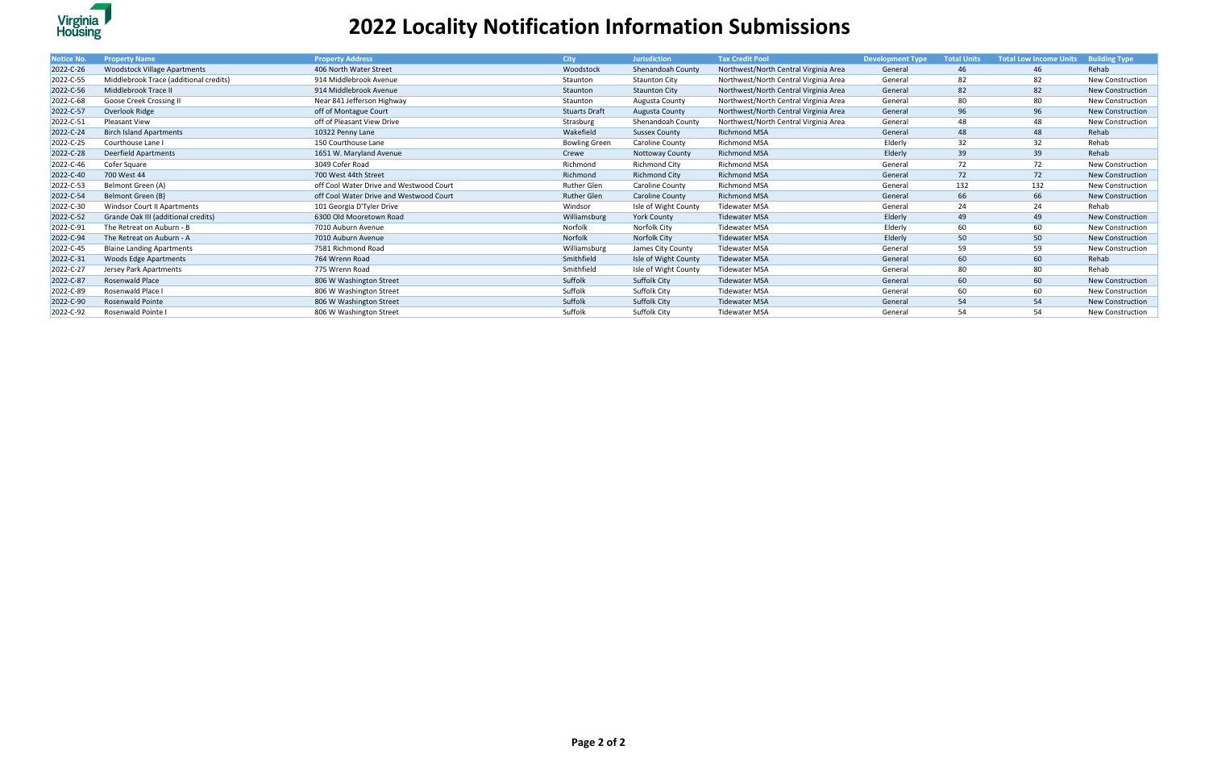# 2022 Locality Notification Information Submissions

| Notice No. | Property Name | Property Address | City | Jurisdiction | Tax Credit Pool | Development Type | Total Units | Total Low Income Units | Building Type |
|---|---|---|---|---|---|---|---|---|---|
| 2022-C-26 | Woodstock Village Apartments | 406 North Water Street | Woodstock | Shenandoah County | Northwest/North Central Virginia Area | General | 46 | 46 | Rehab |
| 2022-C-55 | Middlebrook Trace (additional credits) | 914 Middlebrook Avenue | Staunton | Staunton City | Northwest/North Central Virginia Area | General | 82 | 82 | New Construction |
| 2022-C-56 | Middlebrook Trace II | 914 Middlebrook Avenue | Staunton | Staunton City | Northwest/North Central Virginia Area | General | 82 | 82 | New Construction |
| 2022-C-68 | Goose Creek Crossing II | Near 841 Jefferson Highway | Staunton | Augusta County | Northwest/North Central Virginia Area | General | 80 | 80 | New Construction |
| 2022-C-57 | Overlook Ridge | off of Montague Court | Stuarts Draft | Augusta County | Northwest/North Central Virginia Area | General | 96 | 96 | New Construction |
| 2022-C-51 | Pleasant View | off of Pleasant View Drive | Strasburg | Shenandoah County | Northwest/North Central Virginia Area | General | 48 | 48 | New Construction |
| 2022-C-24 | Birch Island Apartments | 10322 Penny Lane | Wakefield | Sussex County | Richmond MSA | General | 48 | 48 | Rehab |
| 2022-C-25 | Courthouse Lane I | 150 Courthouse Lane | Bowling Green | Caroline County | Richmond MSA | Elderly | 32 | 32 | Rehab |
| 2022-C-28 | Deerfield Apartments | 1651 W. Maryland Avenue | Crewe | Nottoway County | Richmond MSA | Elderly | 39 | 39 | Rehab |
| 2022-C-46 | Cofer Square | 3049 Cofer Road | Richmond | Richmond City | Richmond MSA | General | 72 | 72 | New Construction |
| 2022-C-40 | 700 West 44 | 700 West 44th Street | Richmond | Richmond City | Richmond MSA | General | 72 | 72 | New Construction |
| 2022-C-53 | Belmont Green (A) | off Cool Water Drive and Westwood Court | Ruther Glen | Caroline County | Richmond MSA | General | 132 | 132 | New Construction |
| 2022-C-54 | Belmont Green (B) | off Cool Water Drive and Westwood Court | Ruther Glen | Caroline County | Richmond MSA | General | 66 | 66 | New Construction |
| 2022-C-30 | Windsor Court II Apartments | 101 Georgia D'Tyler Drive | Windsor | Isle of Wight County | Tidewater MSA | General | 24 | 24 | Rehab |
| 2022-C-52 | Grande Oak III (additional credits) | 6300 Old Mooretown Road | Williamsburg | York County | Tidewater MSA | Elderly | 49 | 49 | New Construction |
| 2022-C-91 | The Retreat on Auburn - B | 7010 Auburn Avenue | Norfolk | Norfolk City | Tidewater MSA | Elderly | 60 | 60 | New Construction |
| 2022-C-94 | The Retreat on Auburn - A | 7010 Auburn Avenue | Norfolk | Norfolk City | Tidewater MSA | Elderly | 50 | 50 | New Construction |
| 2022-C-45 | Blaine Landing Apartments | 7581 Richmond Road | Williamsburg | James City County | Tidewater MSA | General | 59 | 59 | New Construction |
| 2022-C-31 | Woods Edge Apartments | 764 Wrenn Road | Smithfield | Isle of Wight County | Tidewater MSA | General | 60 | 60 | Rehab |
| 2022-C-27 | Jersey Park Apartments | 775 Wrenn Road | Smithfield | Isle of Wight County | Tidewater MSA | General | 80 | 80 | Rehab |
| 2022-C-87 | Rosenwald Place | 806 W Washington Street | Suffolk | Suffolk City | Tidewater MSA | General | 60 | 60 | New Construction |
| 2022-C-89 | Rosenwald Place I | 806 W Washington Street | Suffolk | Suffolk City | Tidewater MSA | General | 60 | 60 | New Construction |
| 2022-C-90 | Rosenwald Pointe | 806 W Washington Street | Suffolk | Suffolk City | Tidewater MSA | General | 54 | 54 | New Construction |
| 2022-C-92 | Rosenwald Pointe I | 806 W Washington Street | Suffolk | Suffolk City | Tidewater MSA | General | 54 | 54 | New Construction |